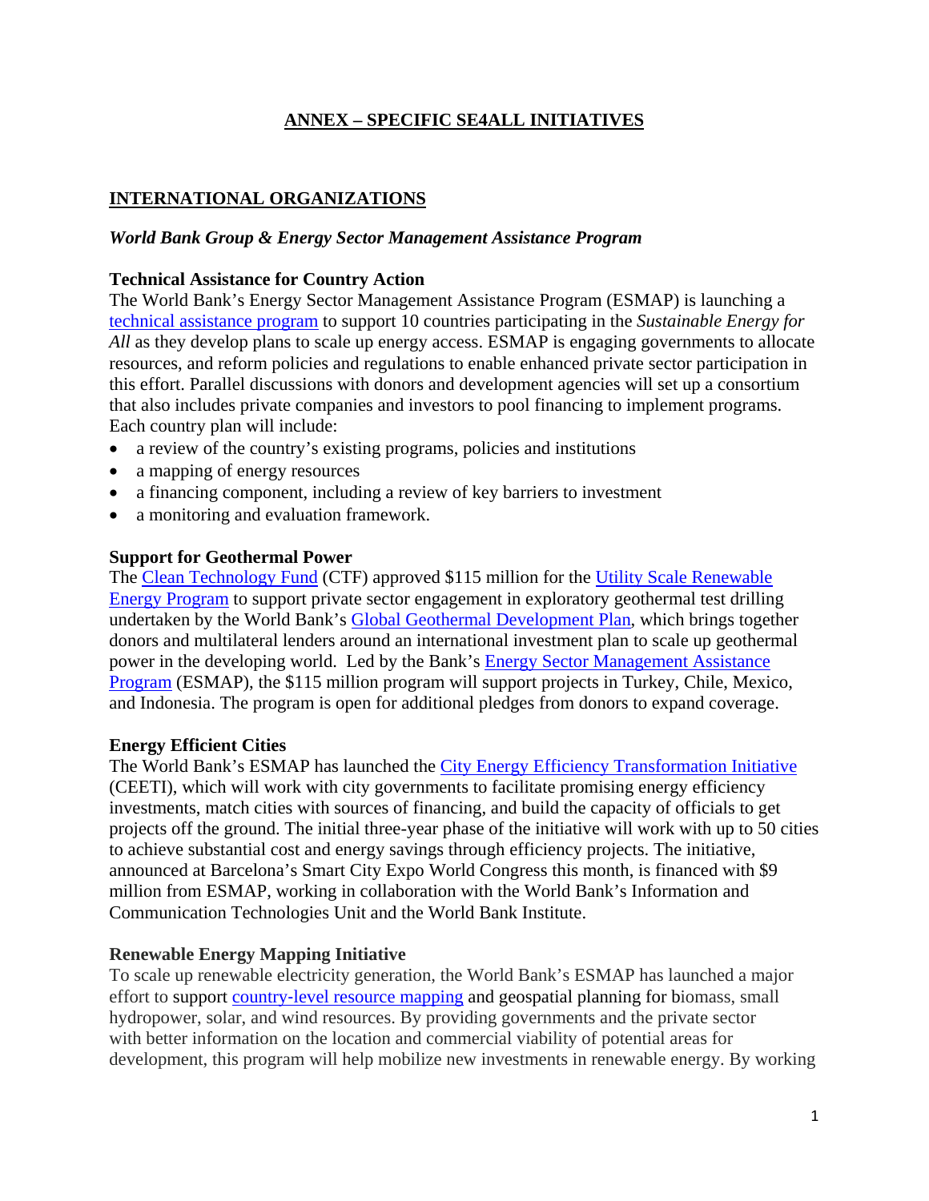# ANNEX – SPECIFIC SE4ALL INITIATIVES

## INTERNATIONAL ORGANIZATIONS

### *World Bank Group & Energy Sector Management Assistance Program*

**Technical Assistance for Country Action**

The World Bank's Energy Sector Management Assistance Program (ESMAP) is launching a technical assistance program to support 10 countries participating in the *Sustainable Energy for All* as they develop plans to scale up energy access. ESMAP is engaging governments to allocate resources, and reform policies and regulations to enable enhanced private sector participation in this effort. Parallel discussions with donors and development agencies will set up a consortium that also includes private companies and investors to pool financing to implement programs. Each country plan will include:

- a review of the country's existing programs, policies and institutions
- a mapping of energy resources
- a financing component, including a review of key barriers to investment
- a monitoring and evaluation framework.

**Support for Geothermal Power**

The Clean Technology Fund (CTF) approved $115 million for the Utility Scale Renewable Energy Program to support private sector engagement in exploratory geothermal test drilling undertaken by the World Bank's Global Geothermal Development Plan, which brings together donors and multilateral lenders around an international investment plan to scale up geothermal power in the developing world. Led by the Bank's Energy Sector Management Assistance Program (ESMAP), the $115 million program will support projects in Turkey, Chile, Mexico, and Indonesia. The program is open for additional pledges from donors to expand coverage.

**Energy Efficient Cities**

The World Bank's ESMAP has launched the City Energy Efficiency Transformation Initiative (CEETI), which will work with city governments to facilitate promising energy efficiency investments, match cities with sources of financing, and build the capacity of officials to get projects off the ground. The initial three-year phase of the initiative will work with up to 50 cities to achieve substantial cost and energy savings through efficiency projects. The initiative, announced at Barcelona's Smart City Expo World Congress this month, is financed with $9 million from ESMAP, working in collaboration with the World Bank's Information and Communication Technologies Unit and the World Bank Institute.

**Renewable Energy Mapping Initiative**

To scale up renewable electricity generation, the World Bank's ESMAP has launched a major effort to support country-level resource mapping and geospatial planning for biomass, small hydropower, solar, and wind resources. By providing governments and the private sector with better information on the location and commercial viability of potential areas for development, this program will help mobilize new investments in renewable energy. By working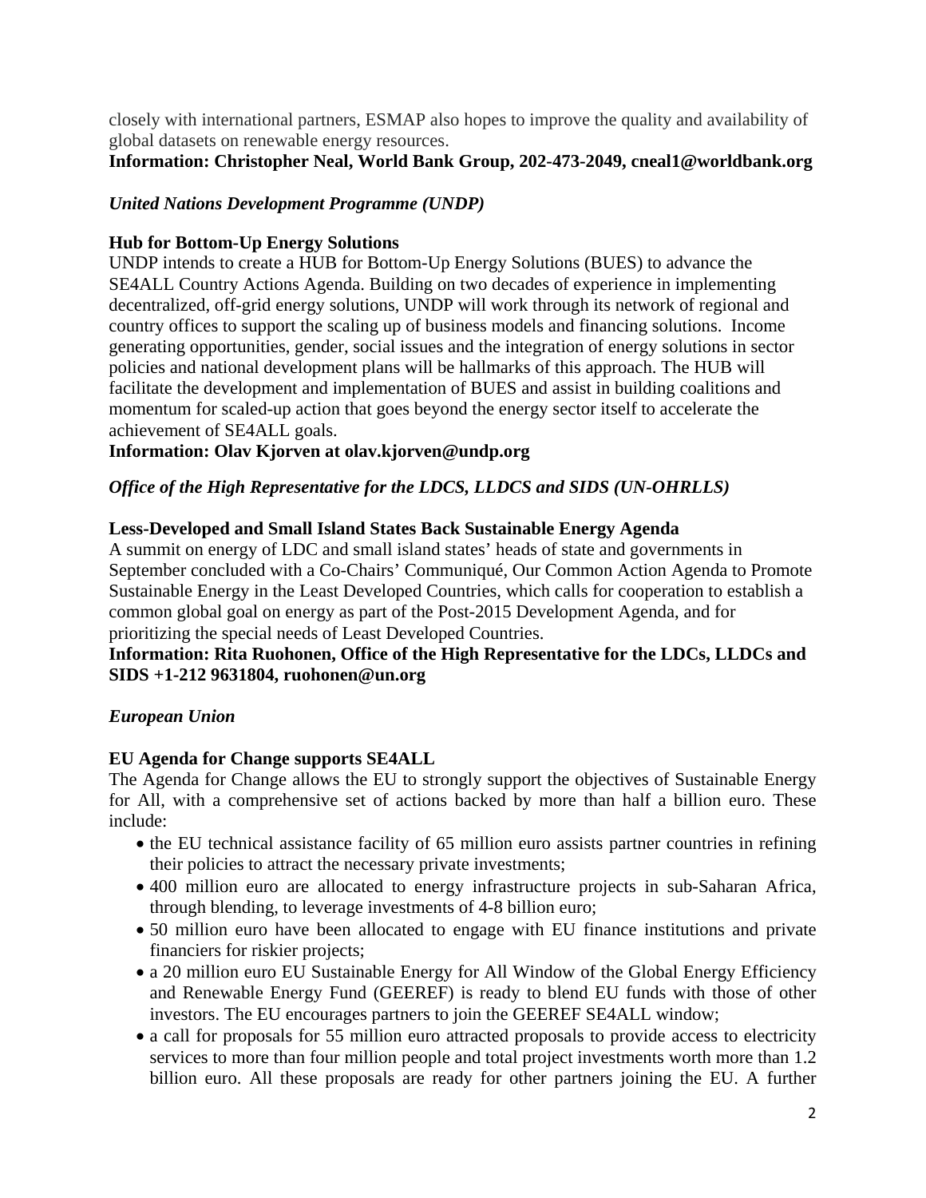closely with international partners, ESMAP also hopes to improve the quality and availability of global datasets on renewable energy resources.

**Information: Christopher Neal, World Bank Group, 202-473-2049, cneal1@worldbank.org**

*United Nations Development Programme (UNDP)*

**Hub for Bottom-Up Energy Solutions**

UNDP intends to create a HUB for Bottom-Up Energy Solutions (BUES) to advance the SE4ALL Country Actions Agenda. Building on two decades of experience in implementing decentralized, off-grid energy solutions, UNDP will work through its network of regional and country offices to support the scaling up of business models and financing solutions. Income generating opportunities, gender, social issues and the integration of energy solutions in sector policies and national development plans will be hallmarks of this approach. The HUB will facilitate the development and implementation of BUES and assist in building coalitions and momentum for scaled-up action that goes beyond the energy sector itself to accelerate the achievement of SE4ALL goals.

**Information: Olav Kjorven at olav.kjorven@undp.org**

*Office of the High Representative for the LDCS, LLDCS and SIDS (UN-OHRLLS)*

**Less-Developed and Small Island States Back Sustainable Energy Agenda**

A summit on energy of LDC and small island states' heads of state and governments in September concluded with a Co-Chairs' Communiqué, Our Common Action Agenda to Promote Sustainable Energy in the Least Developed Countries, which calls for cooperation to establish a common global goal on energy as part of the Post-2015 Development Agenda, and for prioritizing the special needs of Least Developed Countries.

**Information: Rita Ruohonen, Office of the High Representative for the LDCs, LLDCs and SIDS +1-212 9631804, ruohonen@un.org**

*European Union*

**EU Agenda for Change supports SE4ALL**

The Agenda for Change allows the EU to strongly support the objectives of Sustainable Energy for All, with a comprehensive set of actions backed by more than half a billion euro. These include:

- the EU technical assistance facility of 65 million euro assists partner countries in refining their policies to attract the necessary private investments;
- 400 million euro are allocated to energy infrastructure projects in sub-Saharan Africa, through blending, to leverage investments of 4-8 billion euro;
- 50 million euro have been allocated to engage with EU finance institutions and private financiers for riskier projects;
- a 20 million euro EU Sustainable Energy for All Window of the Global Energy Efficiency and Renewable Energy Fund (GEEREF) is ready to blend EU funds with those of other investors. The EU encourages partners to join the GEEREF SE4ALL window;
- a call for proposals for 55 million euro attracted proposals to provide access to electricity services to more than four million people and total project investments worth more than 1.2 billion euro. All these proposals are ready for other partners joining the EU. A further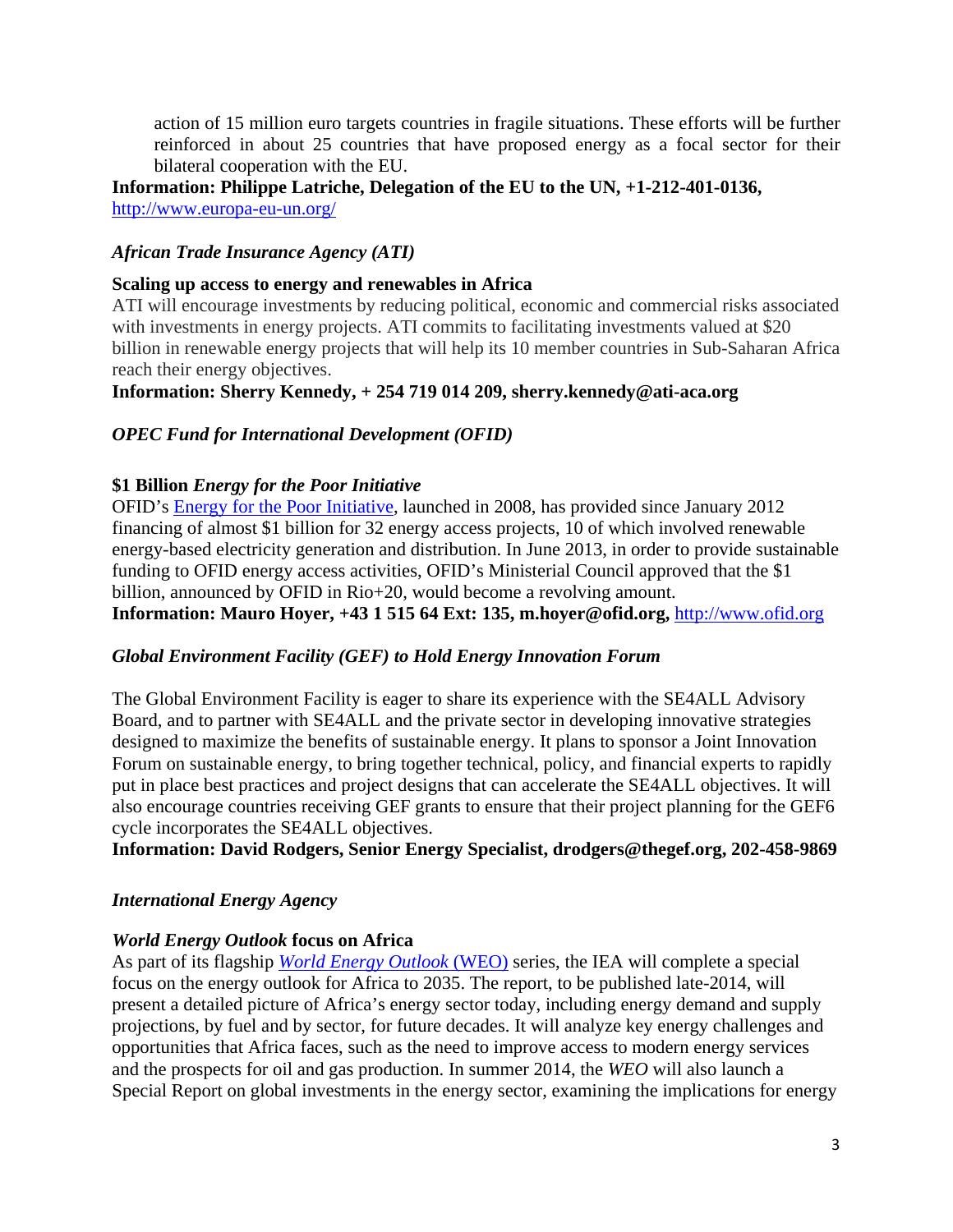action of 15 million euro targets countries in fragile situations. These efforts will be further reinforced in about 25 countries that have proposed energy as a focal sector for their bilateral cooperation with the EU.

**Information: Philippe Latriche, Delegation of the EU to the UN, +1-212-401-0136,** [http://www.europa-eu-un.org/](http://www.europa-eu-un.org/)

***African Trade Insurance Agency (ATI)***

**Scaling up access to energy and renewables in Africa**

ATI will encourage investments by reducing political, economic and commercial risks associated with investments in energy projects. ATI commits to facilitating investments valued at $20 billion in renewable energy projects that will help its 10 member countries in Sub-Saharan Africa reach their energy objectives.

**Information: Sherry Kennedy, + 254 719 014 209, sherry.kennedy@ati-aca.org**

***OPEC Fund for International Development (OFID)***

**$1 Billion *Energy for the Poor Initiative***

OFID's [Energy for the Poor Initiative](), launched in 2008, has provided since January 2012 financing of almost $1 billion for 32 energy access projects, 10 of which involved renewable energy-based electricity generation and distribution. In June 2013, in order to provide sustainable funding to OFID energy access activities, OFID's Ministerial Council approved that the $1 billion, announced by OFID in Rio+20, would become a revolving amount.

**Information: Mauro Hoyer, +43 1 515 64 Ext: 135, m.hoyer@ofid.org,** [http://www.ofid.org](http://www.ofid.org)

***Global Environment Facility (GEF) to Hold Energy Innovation Forum***

The Global Environment Facility is eager to share its experience with the SE4ALL Advisory Board, and to partner with SE4ALL and the private sector in developing innovative strategies designed to maximize the benefits of sustainable energy. It plans to sponsor a Joint Innovation Forum on sustainable energy, to bring together technical, policy, and financial experts to rapidly put in place best practices and project designs that can accelerate the SE4ALL objectives. It will also encourage countries receiving GEF grants to ensure that their project planning for the GEF6 cycle incorporates the SE4ALL objectives.

**Information: David Rodgers, Senior Energy Specialist, drodgers@thegef.org, 202-458-9869**

***International Energy Agency***

***World Energy Outlook* focus on Africa**

As part of its flagship [*World Energy Outlook* (WEO)]() series, the IEA will complete a special focus on the energy outlook for Africa to 2035. The report, to be published late-2014, will present a detailed picture of Africa's energy sector today, including energy demand and supply projections, by fuel and by sector, for future decades. It will analyze key energy challenges and opportunities that Africa faces, such as the need to improve access to modern energy services and the prospects for oil and gas production. In summer 2014, the *WEO* will also launch a Special Report on global investments in the energy sector, examining the implications for energy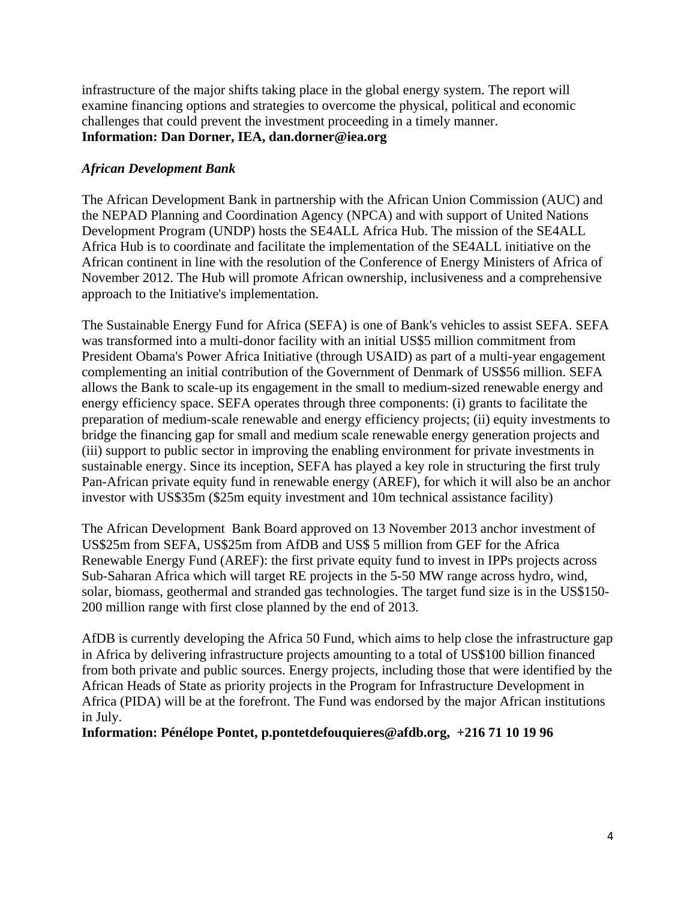infrastructure of the major shifts taking place in the global energy system. The report will examine financing options and strategies to overcome the physical, political and economic challenges that could prevent the investment proceeding in a timely manner.
**Information: Dan Dorner, IEA, dan.dorner@iea.org**

***African Development Bank***

The African Development Bank in partnership with the African Union Commission (AUC) and the NEPAD Planning and Coordination Agency (NPCA) and with support of United Nations Development Program (UNDP) hosts the SE4ALL Africa Hub. The mission of the SE4ALL Africa Hub is to coordinate and facilitate the implementation of the SE4ALL initiative on the African continent in line with the resolution of the Conference of Energy Ministers of Africa of November 2012. The Hub will promote African ownership, inclusiveness and a comprehensive approach to the Initiative's implementation.

The Sustainable Energy Fund for Africa (SEFA) is one of Bank's vehicles to assist SEFA. SEFA was transformed into a multi-donor facility with an initial US$5 million commitment from President Obama's Power Africa Initiative (through USAID) as part of a multi-year engagement complementing an initial contribution of the Government of Denmark of US$56 million. SEFA allows the Bank to scale-up its engagement in the small to medium-sized renewable energy and energy efficiency space. SEFA operates through three components: (i) grants to facilitate the preparation of medium-scale renewable and energy efficiency projects; (ii) equity investments to bridge the financing gap for small and medium scale renewable energy generation projects and (iii) support to public sector in improving the enabling environment for private investments in sustainable energy. Since its inception, SEFA has played a key role in structuring the first truly Pan-African private equity fund in renewable energy (AREF), for which it will also be an anchor investor with US$35m ($25m equity investment and 10m technical assistance facility)

The African Development Bank Board approved on 13 November 2013 anchor investment of US$25m from SEFA, US$25m from AfDB and US$ 5 million from GEF for the Africa Renewable Energy Fund (AREF): the first private equity fund to invest in IPPs projects across Sub-Saharan Africa which will target RE projects in the 5-50 MW range across hydro, wind, solar, biomass, geothermal and stranded gas technologies. The target fund size is in the US$150-200 million range with first close planned by the end of 2013.

AfDB is currently developing the Africa 50 Fund, which aims to help close the infrastructure gap in Africa by delivering infrastructure projects amounting to a total of US$100 billion financed from both private and public sources. Energy projects, including those that were identified by the African Heads of State as priority projects in the Program for Infrastructure Development in Africa (PIDA) will be at the forefront. The Fund was endorsed by the major African institutions in July.
**Information: Pénélope Pontet, p.pontetdefouquieres@afdb.org, +216 71 10 19 96**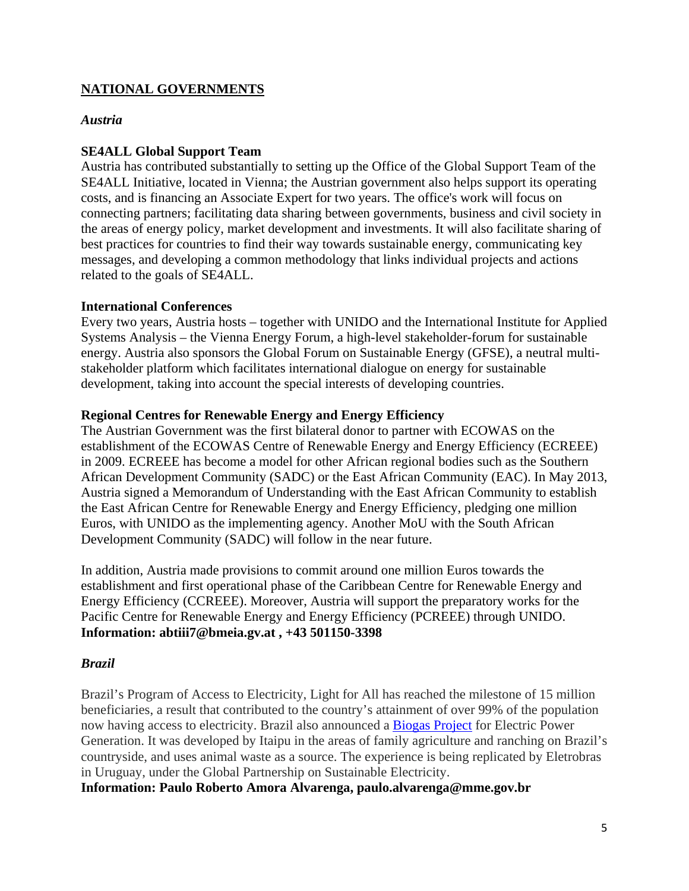## NATIONAL GOVERNMENTS

### *Austria*

**SE4ALL Global Support Team**

Austria has contributed substantially to setting up the Office of the Global Support Team of the SE4ALL Initiative, located in Vienna; the Austrian government also helps support its operating costs, and is financing an Associate Expert for two years. The office's work will focus on connecting partners; facilitating data sharing between governments, business and civil society in the areas of energy policy, market development and investments. It will also facilitate sharing of best practices for countries to find their way towards sustainable energy, communicating key messages, and developing a common methodology that links individual projects and actions related to the goals of SE4ALL.

**International Conferences**

Every two years, Austria hosts – together with UNIDO and the International Institute for Applied Systems Analysis – the Vienna Energy Forum, a high-level stakeholder-forum for sustainable energy. Austria also sponsors the Global Forum on Sustainable Energy (GFSE), a neutral multi-stakeholder platform which facilitates international dialogue on energy for sustainable development, taking into account the special interests of developing countries.

**Regional Centres for Renewable Energy and Energy Efficiency**

The Austrian Government was the first bilateral donor to partner with ECOWAS on the establishment of the ECOWAS Centre of Renewable Energy and Energy Efficiency (ECREEE) in 2009. ECREEE has become a model for other African regional bodies such as the Southern African Development Community (SADC) or the East African Community (EAC). In May 2013, Austria signed a Memorandum of Understanding with the East African Community to establish the East African Centre for Renewable Energy and Energy Efficiency, pledging one million Euros, with UNIDO as the implementing agency. Another MoU with the South African Development Community (SADC) will follow in the near future.

In addition, Austria made provisions to commit around one million Euros towards the establishment and first operational phase of the Caribbean Centre for Renewable Energy and Energy Efficiency (CCREEE). Moreover, Austria will support the preparatory works for the Pacific Centre for Renewable Energy and Energy Efficiency (PCREEE) through UNIDO.

**Information: abtiii7@bmeia.gv.at , +43 501150-3398**

### *Brazil*

Brazil's Program of Access to Electricity, Light for All has reached the milestone of 15 million beneficiaries, a result that contributed to the country's attainment of over 99% of the population now having access to electricity. Brazil also announced a Biogas Project for Electric Power Generation. It was developed by Itaipu in the areas of family agriculture and ranching on Brazil's countryside, and uses animal waste as a source. The experience is being replicated by Eletrobras in Uruguay, under the Global Partnership on Sustainable Electricity.

**Information: Paulo Roberto Amora Alvarenga, paulo.alvarenga@mme.gov.br**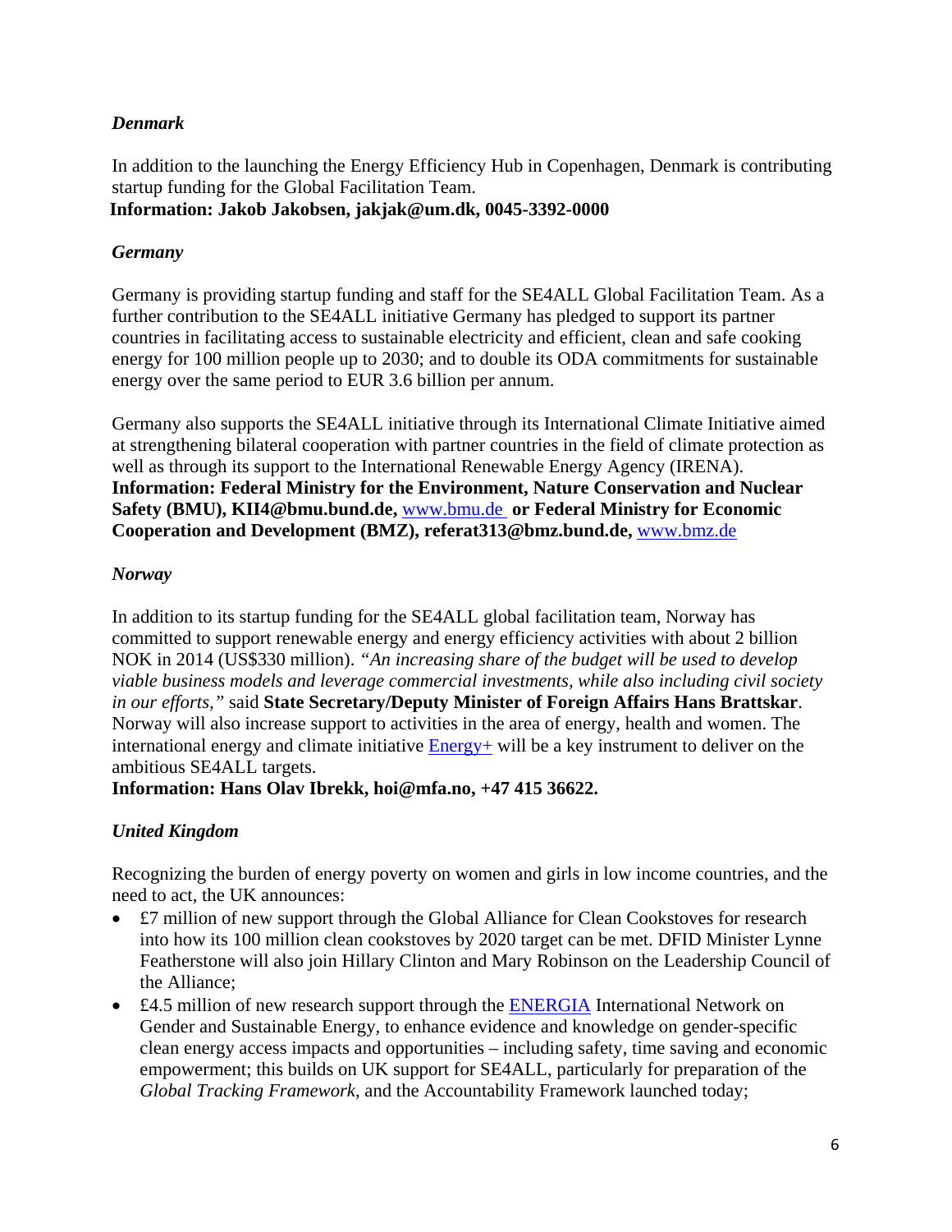*Denmark*

In addition to the launching the Energy Efficiency Hub in Copenhagen, Denmark is contributing startup funding for the Global Facilitation Team.
**Information: Jakob Jakobsen, jakjak@um.dk, 0045-3392-0000**

*Germany*

Germany is providing startup funding and staff for the SE4ALL Global Facilitation Team. As a further contribution to the SE4ALL initiative Germany has pledged to support its partner countries in facilitating access to sustainable electricity and efficient, clean and safe cooking energy for 100 million people up to 2030; and to double its ODA commitments for sustainable energy over the same period to EUR 3.6 billion per annum.

Germany also supports the SE4ALL initiative through its International Climate Initiative aimed at strengthening bilateral cooperation with partner countries in the field of climate protection as well as through its support to the International Renewable Energy Agency (IRENA).
**Information: Federal Ministry for the Environment, Nature Conservation and Nuclear Safety (BMU), KII4@bmu.bund.de,** www.bmu.de **or Federal Ministry for Economic Cooperation and Development (BMZ), referat313@bmz.bund.de,** www.bmz.de

*Norway*

In addition to its startup funding for the SE4ALL global facilitation team, Norway has committed to support renewable energy and energy efficiency activities with about 2 billion NOK in 2014 (US$330 million). *"An increasing share of the budget will be used to develop viable business models and leverage commercial investments, while also including civil society in our efforts,"* said **State Secretary/Deputy Minister of Foreign Affairs Hans Brattskar**. Norway will also increase support to activities in the area of energy, health and women. The international energy and climate initiative Energy+ will be a key instrument to deliver on the ambitious SE4ALL targets.
**Information: Hans Olav Ibrekk, hoi@mfa.no, +47 415 36622.**

*United Kingdom*

Recognizing the burden of energy poverty on women and girls in low income countries, and the need to act, the UK announces:

- £7 million of new support through the Global Alliance for Clean Cookstoves for research into how its 100 million clean cookstoves by 2020 target can be met. DFID Minister Lynne Featherstone will also join Hillary Clinton and Mary Robinson on the Leadership Council of the Alliance;
- £4.5 million of new research support through the ENERGIA International Network on Gender and Sustainable Energy, to enhance evidence and knowledge on gender-specific clean energy access impacts and opportunities – including safety, time saving and economic empowerment; this builds on UK support for SE4ALL, particularly for preparation of the *Global Tracking Framework*, and the Accountability Framework launched today;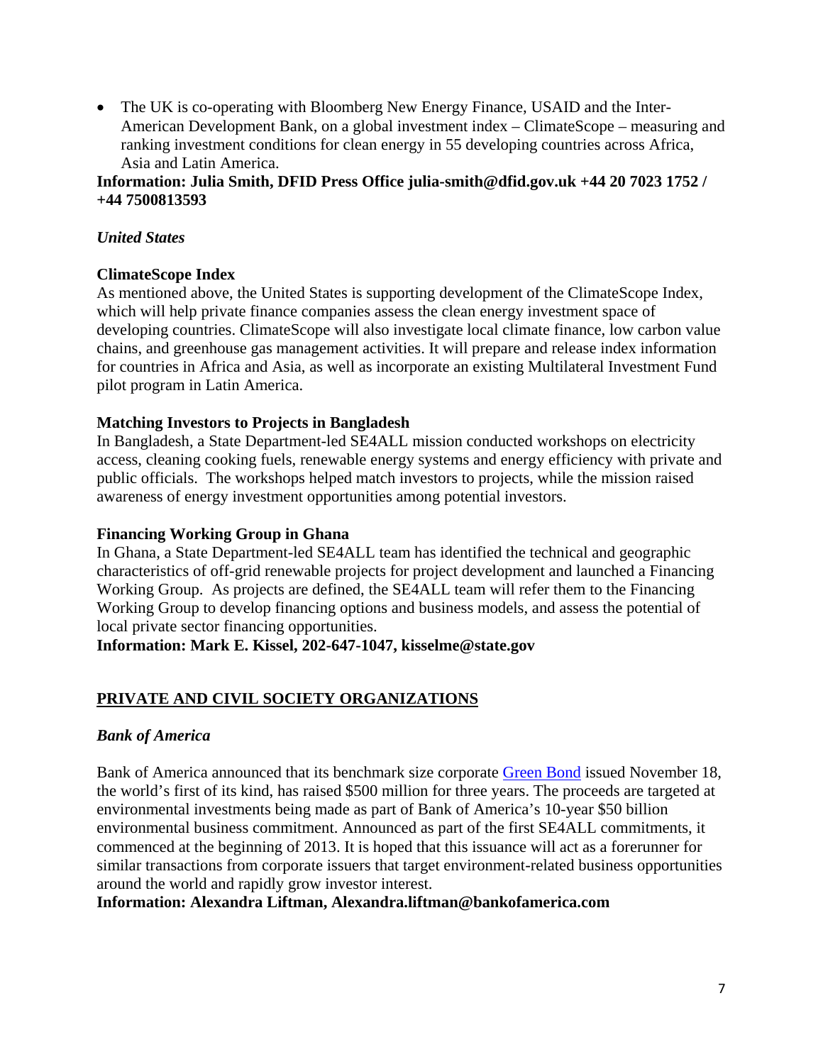- The UK is co-operating with Bloomberg New Energy Finance, USAID and the Inter-American Development Bank, on a global investment index – ClimateScope – measuring and ranking investment conditions for clean energy in 55 developing countries across Africa, Asia and Latin America.

**Information: Julia Smith, DFID Press Office julia-smith@dfid.gov.uk +44 20 7023 1752 / +44 7500813593**

*United States*

**ClimateScope Index**

As mentioned above, the United States is supporting development of the ClimateScope Index, which will help private finance companies assess the clean energy investment space of developing countries. ClimateScope will also investigate local climate finance, low carbon value chains, and greenhouse gas management activities. It will prepare and release index information for countries in Africa and Asia, as well as incorporate an existing Multilateral Investment Fund pilot program in Latin America.

**Matching Investors to Projects in Bangladesh**

In Bangladesh, a State Department-led SE4ALL mission conducted workshops on electricity access, cleaning cooking fuels, renewable energy systems and energy efficiency with private and public officials. The workshops helped match investors to projects, while the mission raised awareness of energy investment opportunities among potential investors.

**Financing Working Group in Ghana**

In Ghana, a State Department-led SE4ALL team has identified the technical and geographic characteristics of off-grid renewable projects for project development and launched a Financing Working Group. As projects are defined, the SE4ALL team will refer them to the Financing Working Group to develop financing options and business models, and assess the potential of local private sector financing opportunities.

**Information: Mark E. Kissel, 202-647-1047, kisselme@state.gov**

## PRIVATE AND CIVIL SOCIETY ORGANIZATIONS

*Bank of America*

Bank of America announced that its benchmark size corporate Green Bond issued November 18, the world's first of its kind, has raised $500 million for three years. The proceeds are targeted at environmental investments being made as part of Bank of America's 10-year $50 billion environmental business commitment. Announced as part of the first SE4ALL commitments, it commenced at the beginning of 2013. It is hoped that this issuance will act as a forerunner for similar transactions from corporate issuers that target environment-related business opportunities around the world and rapidly grow investor interest.

**Information: Alexandra Liftman, Alexandra.liftman@bankofamerica.com**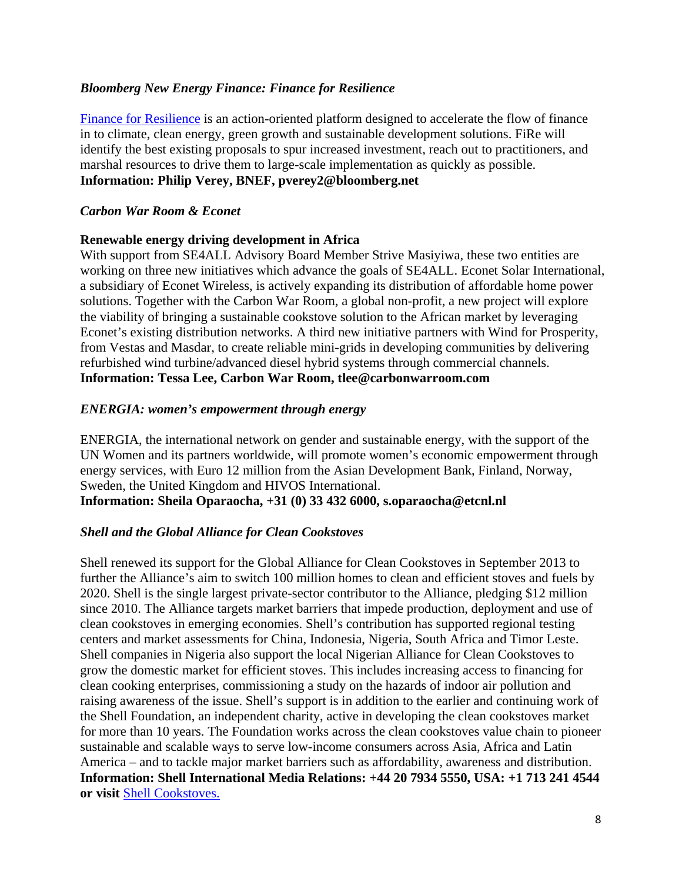*Bloomberg New Energy Finance: Finance for Resilience*

Finance for Resilience is an action-oriented platform designed to accelerate the flow of finance in to climate, clean energy, green growth and sustainable development solutions. FiRe will identify the best existing proposals to spur increased investment, reach out to practitioners, and marshal resources to drive them to large-scale implementation as quickly as possible.
**Information: Philip Verey, BNEF, pverey2@bloomberg.net**

*Carbon War Room & Econet*

**Renewable energy driving development in Africa**
With support from SE4ALL Advisory Board Member Strive Masiyiwa, these two entities are working on three new initiatives which advance the goals of SE4ALL. Econet Solar International, a subsidiary of Econet Wireless, is actively expanding its distribution of affordable home power solutions. Together with the Carbon War Room, a global non-profit, a new project will explore the viability of bringing a sustainable cookstove solution to the African market by leveraging Econet's existing distribution networks. A third new initiative partners with Wind for Prosperity, from Vestas and Masdar, to create reliable mini-grids in developing communities by delivering refurbished wind turbine/advanced diesel hybrid systems through commercial channels.
**Information: Tessa Lee, Carbon War Room, tlee@carbonwarroom.com**

*ENERGIA: women's empowerment through energy*

ENERGIA, the international network on gender and sustainable energy, with the support of the UN Women and its partners worldwide, will promote women's economic empowerment through energy services, with Euro 12 million from the Asian Development Bank, Finland, Norway, Sweden, the United Kingdom and HIVOS International.
**Information: Sheila Oparaocha, +31 (0) 33 432 6000, s.oparaocha@etcnl.nl**

*Shell and the Global Alliance for Clean Cookstoves*

Shell renewed its support for the Global Alliance for Clean Cookstoves in September 2013 to further the Alliance's aim to switch 100 million homes to clean and efficient stoves and fuels by 2020. Shell is the single largest private-sector contributor to the Alliance, pledging $12 million since 2010. The Alliance targets market barriers that impede production, deployment and use of clean cookstoves in emerging economies. Shell's contribution has supported regional testing centers and market assessments for China, Indonesia, Nigeria, South Africa and Timor Leste. Shell companies in Nigeria also support the local Nigerian Alliance for Clean Cookstoves to grow the domestic market for efficient stoves. This includes increasing access to financing for clean cooking enterprises, commissioning a study on the hazards of indoor air pollution and raising awareness of the issue. Shell's support is in addition to the earlier and continuing work of the Shell Foundation, an independent charity, active in developing the clean cookstoves market for more than 10 years. The Foundation works across the clean cookstoves value chain to pioneer sustainable and scalable ways to serve low-income consumers across Asia, Africa and Latin America – and to tackle major market barriers such as affordability, awareness and distribution.
**Information: Shell International Media Relations: +44 20 7934 5550, USA: +1 713 241 4544 or visit** Shell Cookstoves.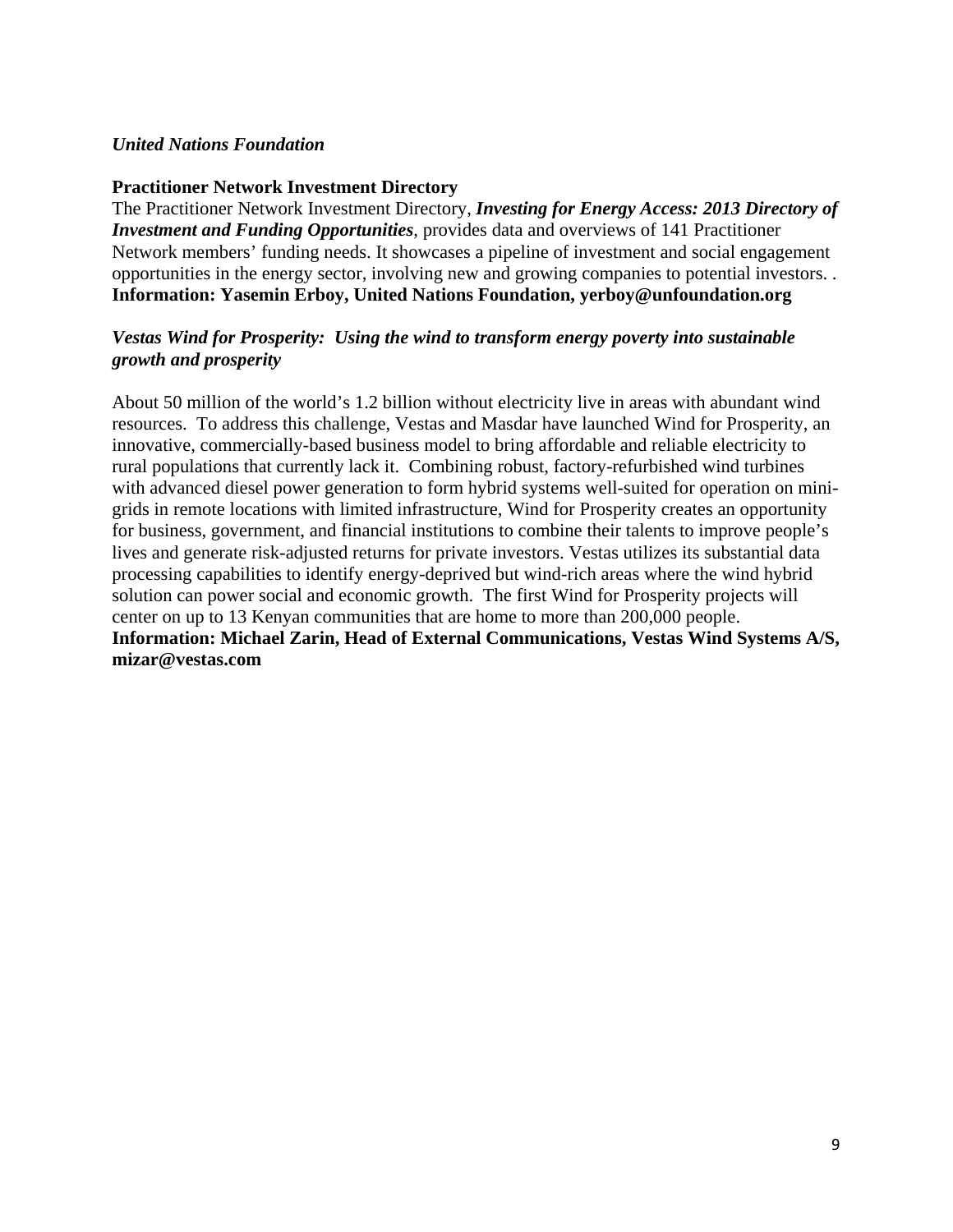*United Nations Foundation*

**Practitioner Network Investment Directory**

The Practitioner Network Investment Directory, ***Investing for Energy Access: 2013 Directory of Investment and Funding Opportunities***, provides data and overviews of 141 Practitioner Network members' funding needs. It showcases a pipeline of investment and social engagement opportunities in the energy sector, involving new and growing companies to potential investors. .

**Information: Yasemin Erboy, United Nations Foundation, yerboy@unfoundation.org**

***Vestas Wind for Prosperity: Using the wind to transform energy poverty into sustainable growth and prosperity***

About 50 million of the world's 1.2 billion without electricity live in areas with abundant wind resources. To address this challenge, Vestas and Masdar have launched Wind for Prosperity, an innovative, commercially-based business model to bring affordable and reliable electricity to rural populations that currently lack it. Combining robust, factory-refurbished wind turbines with advanced diesel power generation to form hybrid systems well-suited for operation on mini-grids in remote locations with limited infrastructure, Wind for Prosperity creates an opportunity for business, government, and financial institutions to combine their talents to improve people's lives and generate risk-adjusted returns for private investors. Vestas utilizes its substantial data processing capabilities to identify energy-deprived but wind-rich areas where the wind hybrid solution can power social and economic growth. The first Wind for Prosperity projects will center on up to 13 Kenyan communities that are home to more than 200,000 people.

**Information: Michael Zarin, Head of External Communications, Vestas Wind Systems A/S, mizar@vestas.com**